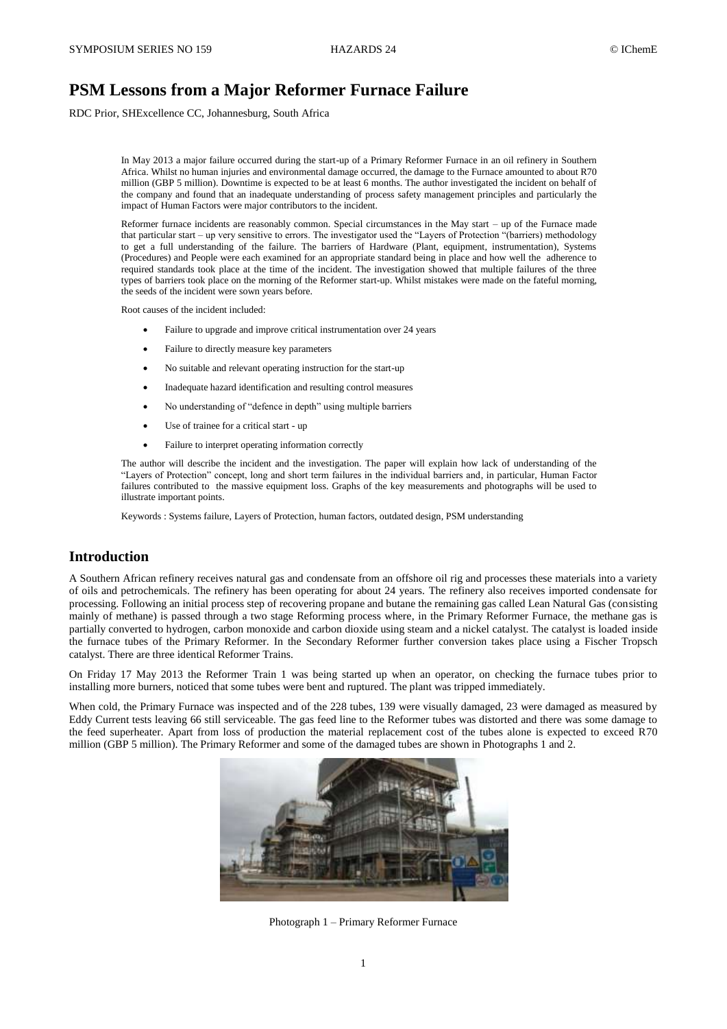# PSM Lessons from a Major Reformer Furnace Failure

RDC Prior, SHExcellence CC, Johannesburg, South Africa

In May 2013 a major failure occurred during the start-up of a Primary Reformer Furnace in an oil refinery in Southern Africa. Whilst no human injuries and environmental damage occurred, the damage to the Furnace amounted to about R70 million (GBP 5 million). Downtime is expected to be at least 6 months. The author investigated the incident on behalf of the company and found that an inadequate understanding of process safety management principles and particularly the impact of Human Factors were major contributors to the incident.

Reformer furnace incidents are reasonably common. Special circumstances in the May start – up of the Furnace made that particular start – up very sensitive to errors. The investigator used the "Layers of Protection "(barriers) methodology to get a full understanding of the failure. The barriers of Hardware (Plant, equipment, instrumentation), Systems (Procedures) and People were each examined for an appropriate standard being in place and how well the adherence to required standards took place at the time of the incident. The investigation showed that multiple failures of the three types of barriers took place on the morning of the Reformer start-up. Whilst mistakes were made on the fateful morning, the seeds of the incident were sown years before.

Root causes of the incident included:

- Failure to upgrade and improve critical instrumentation over 24 years
- Failure to directly measure key parameters
- No suitable and relevant operating instruction for the start-up
- Inadequate hazard identification and resulting control measures
- No understanding of "defence in depth" using multiple barriers
- Use of trainee for a critical start - up
- Failure to interpret operating information correctly

The author will describe the incident and the investigation. The paper will explain how lack of understanding of the "Layers of Protection" concept, long and short term failures in the individual barriers and, in particular, Human Factor failures contributed to the massive equipment loss. Graphs of the key measurements and photographs will be used to illustrate important points.

Keywords : Systems failure, Layers of Protection, human factors, outdated design, PSM understanding

## Introduction

A Southern African refinery receives natural gas and condensate from an offshore oil rig and processes these materials into a variety of oils and petrochemicals. The refinery has been operating for about 24 years. The refinery also receives imported condensate for processing. Following an initial process step of recovering propane and butane the remaining gas called Lean Natural Gas (consisting mainly of methane) is passed through a two stage Reforming process where, in the Primary Reformer Furnace, the methane gas is partially converted to hydrogen, carbon monoxide and carbon dioxide using steam and a nickel catalyst. The catalyst is loaded inside the furnace tubes of the Primary Reformer. In the Secondary Reformer further conversion takes place using a Fischer Tropsch catalyst. There are three identical Reformer Trains.

On Friday 17 May 2013 the Reformer Train 1 was being started up when an operator, on checking the furnace tubes prior to installing more burners, noticed that some tubes were bent and ruptured. The plant was tripped immediately.

When cold, the Primary Furnace was inspected and of the 228 tubes, 139 were visually damaged, 23 were damaged as measured by Eddy Current tests leaving 66 still serviceable. The gas feed line to the Reformer tubes was distorted and there was some damage to the feed superheater. Apart from loss of production the material replacement cost of the tubes alone is expected to exceed R70 million (GBP 5 million). The Primary Reformer and some of the damaged tubes are shown in Photographs 1 and 2.

Photograph 1 – Primary Reformer Furnace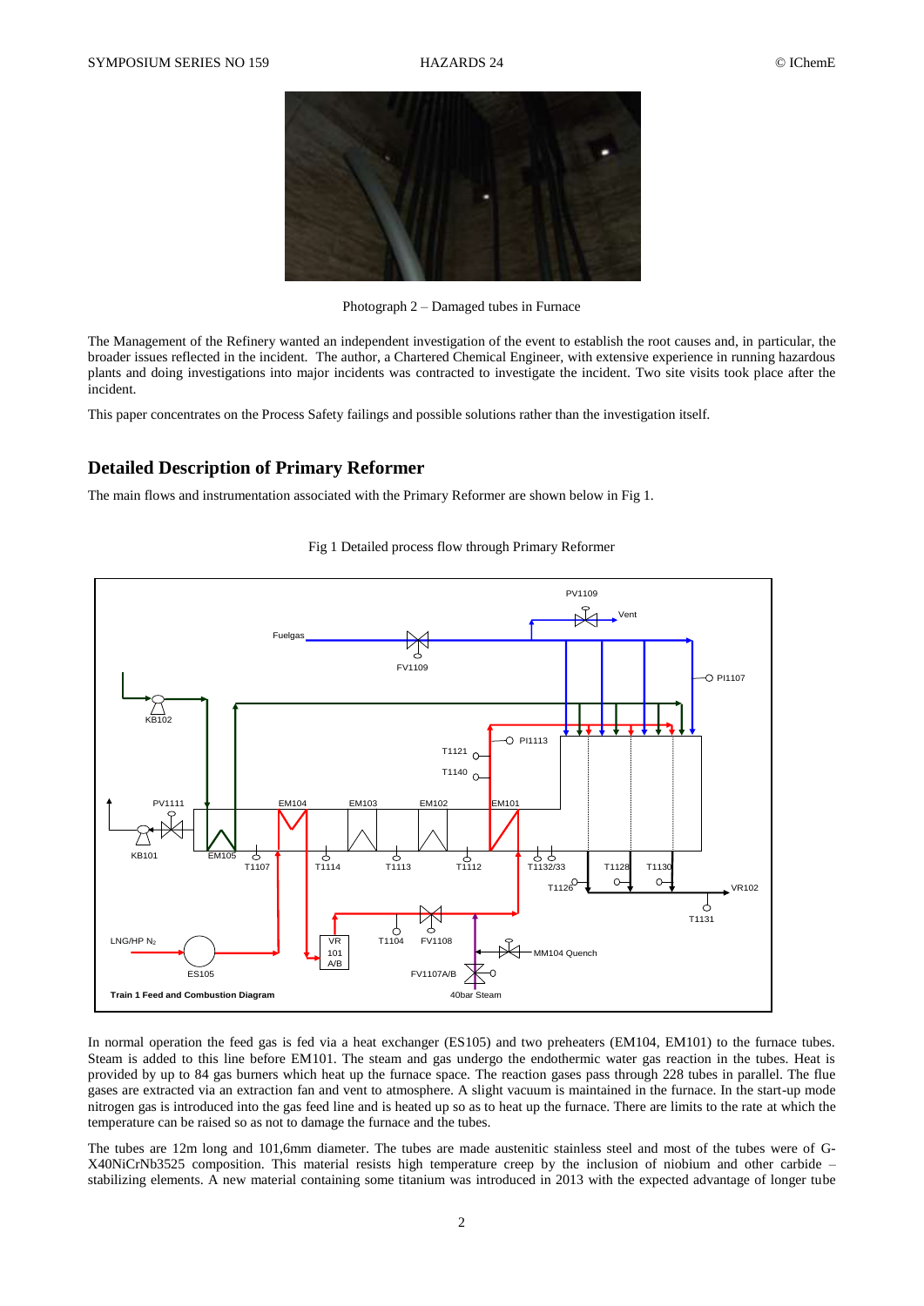Photograph 2 – Damaged tubes in Furnace

The Management of the Refinery wanted an independent investigation of the event to establish the root causes and, in particular, the broader issues reflected in the incident. The author, a Chartered Chemical Engineer, with extensive experience in running hazardous plants and doing investigations into major incidents was contracted to investigate the incident. Two site visits took place after the incident.

This paper concentrates on the Process Safety failings and possible solutions rather than the investigation itself.

## Detailed Description of Primary Reformer

The main flows and instrumentation associated with the Primary Reformer are shown below in Fig 1.

Fig 1 Detailed process flow through Primary Reformer

In normal operation the feed gas is fed via a heat exchanger (ES105) and two preheaters (EM104, EM101) to the furnace tubes. Steam is added to this line before EM101. The steam and gas undergo the endothermic water gas reaction in the tubes. Heat is provided by up to 84 gas burners which heat up the furnace space. The reaction gases pass through 228 tubes in parallel. The flue gases are extracted via an extraction fan and vent to atmosphere. A slight vacuum is maintained in the furnace. In the start-up mode nitrogen gas is introduced into the gas feed line and is heated up so as to heat up the furnace. There are limits to the rate at which the temperature can be raised so as not to damage the furnace and the tubes.

The tubes are 12m long and 101,6mm diameter. The tubes are made austenitic stainless steel and most of the tubes were of G-X40NiCrNb3525 composition. This material resists high temperature creep by the inclusion of niobium and other carbide – stabilizing elements. A new material containing some titanium was introduced in 2013 with the expected advantage of longer tube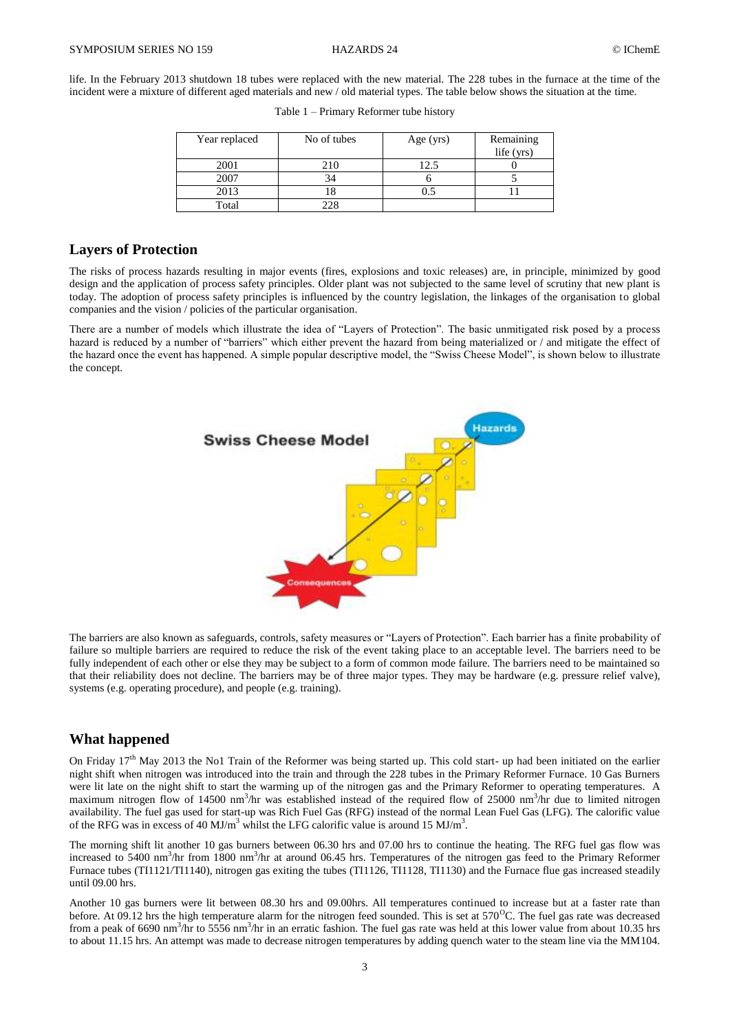life. In the February 2013 shutdown 18 tubes were replaced with the new material. The 228 tubes in the furnace at the time of the incident were a mixture of different aged materials and new / old material types. The table below shows the situation at the time.

Table 1 – Primary Reformer tube history

| Year replaced | No of tubes | Age (yrs) | Remaining life (yrs) |
|---|---|---|---|
| 2001 | 210 | 12.5 | 0 |
| 2007 | 34 | 6 | 5 |
| 2013 | 18 | 0.5 | 11 |
| Total | 228 | | |

## Layers of Protection

The risks of process hazards resulting in major events (fires, explosions and toxic releases) are, in principle, minimized by good design and the application of process safety principles. Older plant was not subjected to the same level of scrutiny that new plant is today. The adoption of process safety principles is influenced by the country legislation, the linkages of the organisation to global companies and the vision / policies of the particular organisation.

There are a number of models which illustrate the idea of "Layers of Protection". The basic unmitigated risk posed by a process hazard is reduced by a number of "barriers" which either prevent the hazard from being materialized or / and mitigate the effect of the hazard once the event has happened. A simple popular descriptive model, the "Swiss Cheese Model", is shown below to illustrate the concept.

The barriers are also known as safeguards, controls, safety measures or "Layers of Protection". Each barrier has a finite probability of failure so multiple barriers are required to reduce the risk of the event taking place to an acceptable level. The barriers need to be fully independent of each other or else they may be subject to a form of common mode failure. The barriers need to be maintained so that their reliability does not decline. The barriers may be of three major types. They may be hardware (e.g. pressure relief valve), systems (e.g. operating procedure), and people (e.g. training).

## What happened

On Friday 17th May 2013 the No1 Train of the Reformer was being started up. This cold start- up had been initiated on the earlier night shift when nitrogen was introduced into the train and through the 228 tubes in the Primary Reformer Furnace. 10 Gas Burners were lit late on the night shift to start the warming up of the nitrogen gas and the Primary Reformer to operating temperatures. A maximum nitrogen flow of 14500 nm$^3$/hr was established instead of the required flow of 25000 nm$^3$/hr due to limited nitrogen availability. The fuel gas used for start-up was Rich Fuel Gas (RFG) instead of the normal Lean Fuel Gas (LFG). The calorific value of the RFG was in excess of 40 MJ/m$^3$ whilst the LFG calorific value is around 15 MJ/m$^3$.

The morning shift lit another 10 gas burners between 06.30 hrs and 07.00 hrs to continue the heating. The RFG fuel gas flow was increased to 5400 nm$^3$/hr from 1800 nm$^3$/hr at around 06.45 hrs. Temperatures of the nitrogen gas feed to the Primary Reformer Furnace tubes (TI1121/TI1140), nitrogen gas exiting the tubes (TI1126, TI1128, TI1130) and the Furnace flue gas increased steadily until 09.00 hrs.

Another 10 gas burners were lit between 08.30 hrs and 09.00hrs. All temperatures continued to increase but at a faster rate than before. At 09.12 hrs the high temperature alarm for the nitrogen feed sounded. This is set at 570$^{O}$C. The fuel gas rate was decreased from a peak of 6690 nm$^3$/hr to 5556 nm$^3$/hr in an erratic fashion. The fuel gas rate was held at this lower value from about 10.35 hrs to about 11.15 hrs. An attempt was made to decrease nitrogen temperatures by adding quench water to the steam line via the MM104.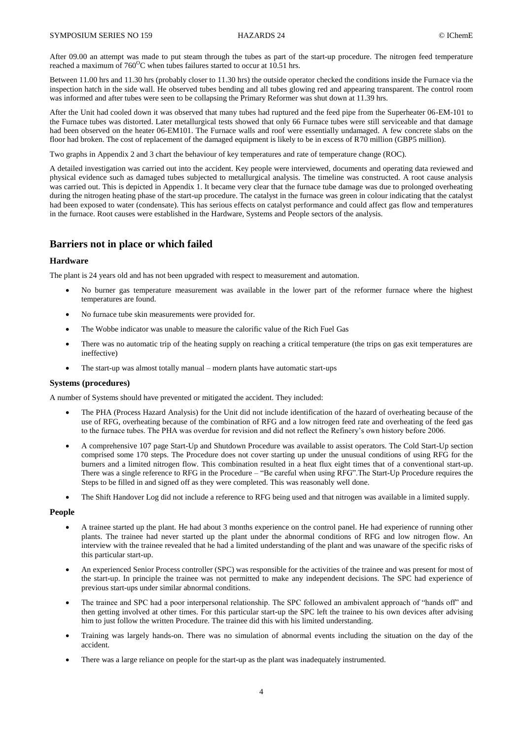After 09.00 an attempt was made to put steam through the tubes as part of the start-up procedure. The nitrogen feed temperature reached a maximum of 760$^{O}$C when tubes failures started to occur at 10.51 hrs.

Between 11.00 hrs and 11.30 hrs (probably closer to 11.30 hrs) the outside operator checked the conditions inside the Furnace via the inspection hatch in the side wall. He observed tubes bending and all tubes glowing red and appearing transparent. The control room was informed and after tubes were seen to be collapsing the Primary Reformer was shut down at 11.39 hrs.

After the Unit had cooled down it was observed that many tubes had ruptured and the feed pipe from the Superheater 06-EM-101 to the Furnace tubes was distorted. Later metallurgical tests showed that only 66 Furnace tubes were still serviceable and that damage had been observed on the heater 06-EM101. The Furnace walls and roof were essentially undamaged. A few concrete slabs on the floor had broken. The cost of replacement of the damaged equipment is likely to be in excess of R70 million (GBP5 million).

Two graphs in Appendix 2 and 3 chart the behaviour of key temperatures and rate of temperature change (ROC).

A detailed investigation was carried out into the accident. Key people were interviewed, documents and operating data reviewed and physical evidence such as damaged tubes subjected to metallurgical analysis. The timeline was constructed. A root cause analysis was carried out. This is depicted in Appendix 1. It became very clear that the furnace tube damage was due to prolonged overheating during the nitrogen heating phase of the start-up procedure. The catalyst in the furnace was green in colour indicating that the catalyst had been exposed to water (condensate). This has serious effects on catalyst performance and could affect gas flow and temperatures in the furnace. Root causes were established in the Hardware, Systems and People sectors of the analysis.

## Barriers not in place or which failed

### Hardware

The plant is 24 years old and has not been upgraded with respect to measurement and automation.

- No burner gas temperature measurement was available in the lower part of the reformer furnace where the highest temperatures are found.
- No furnace tube skin measurements were provided for.
- The Wobbe indicator was unable to measure the calorific value of the Rich Fuel Gas
- There was no automatic trip of the heating supply on reaching a critical temperature (the trips on gas exit temperatures are ineffective)
- The start-up was almost totally manual – modern plants have automatic start-ups

### Systems (procedures)

A number of Systems should have prevented or mitigated the accident. They included:

- The PHA (Process Hazard Analysis) for the Unit did not include identification of the hazard of overheating because of the use of RFG, overheating because of the combination of RFG and a low nitrogen feed rate and overheating of the feed gas to the furnace tubes. The PHA was overdue for revision and did not reflect the Refinery's own history before 2006.
- A comprehensive 107 page Start-Up and Shutdown Procedure was available to assist operators. The Cold Start-Up section comprised some 170 steps. The Procedure does not cover starting up under the unusual conditions of using RFG for the burners and a limited nitrogen flow. This combination resulted in a heat flux eight times that of a conventional start-up. There was a single reference to RFG in the Procedure – "Be careful when using RFG".The Start-Up Procedure requires the Steps to be filled in and signed off as they were completed. This was reasonably well done.
- The Shift Handover Log did not include a reference to RFG being used and that nitrogen was available in a limited supply.

### People

- A trainee started up the plant. He had about 3 months experience on the control panel. He had experience of running other plants. The trainee had never started up the plant under the abnormal conditions of RFG and low nitrogen flow. An interview with the trainee revealed that he had a limited understanding of the plant and was unaware of the specific risks of this particular start-up.
- An experienced Senior Process controller (SPC) was responsible for the activities of the trainee and was present for most of the start-up. In principle the trainee was not permitted to make any independent decisions. The SPC had experience of previous start-ups under similar abnormal conditions.
- The trainee and SPC had a poor interpersonal relationship. The SPC followed an ambivalent approach of "hands off" and then getting involved at other times. For this particular start-up the SPC left the trainee to his own devices after advising him to just follow the written Procedure. The trainee did this with his limited understanding.
- Training was largely hands-on. There was no simulation of abnormal events including the situation on the day of the accident.
- There was a large reliance on people for the start-up as the plant was inadequately instrumented.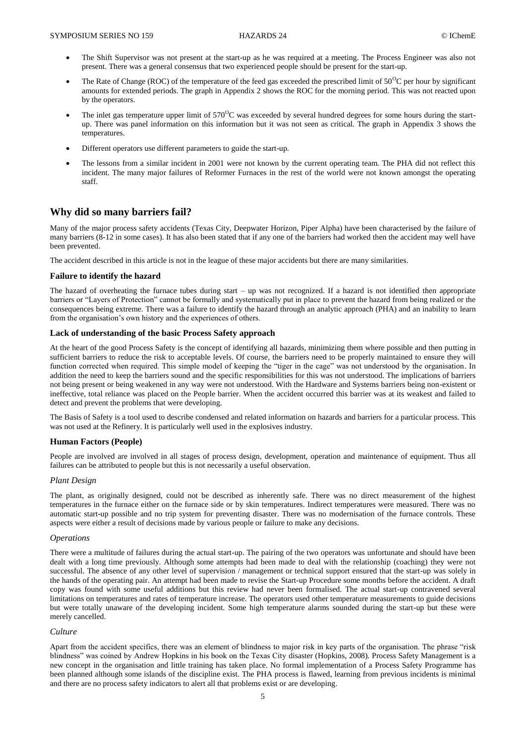- The Shift Supervisor was not present at the start-up as he was required at a meeting. The Process Engineer was also not present. There was a general consensus that two experienced people should be present for the start-up.
- The Rate of Change (ROC) of the temperature of the feed gas exceeded the prescribed limit of 50$^{O}$C per hour by significant amounts for extended periods. The graph in Appendix 2 shows the ROC for the morning period. This was not reacted upon by the operators.
- The inlet gas temperature upper limit of 570$^{O}$C was exceeded by several hundred degrees for some hours during the start-up. There was panel information on this information but it was not seen as critical. The graph in Appendix 3 shows the temperatures.
- Different operators use different parameters to guide the start-up.
- The lessons from a similar incident in 2001 were not known by the current operating team. The PHA did not reflect this incident. The many major failures of Reformer Furnaces in the rest of the world were not known amongst the operating staff.

## Why did so many barriers fail?

Many of the major process safety accidents (Texas City, Deepwater Horizon, Piper Alpha) have been characterised by the failure of many barriers (8-12 in some cases). It has also been stated that if any one of the barriers had worked then the accident may well have been prevented.

The accident described in this article is not in the league of these major accidents but there are many similarities.

### Failure to identify the hazard

The hazard of overheating the furnace tubes during start – up was not recognized. If a hazard is not identified then appropriate barriers or "Layers of Protection" cannot be formally and systematically put in place to prevent the hazard from being realized or the consequences being extreme. There was a failure to identify the hazard through an analytic approach (PHA) and an inability to learn from the organisation's own history and the experiences of others.

### Lack of understanding of the basic Process Safety approach

At the heart of the good Process Safety is the concept of identifying all hazards, minimizing them where possible and then putting in sufficient barriers to reduce the risk to acceptable levels. Of course, the barriers need to be properly maintained to ensure they will function corrected when required. This simple model of keeping the "tiger in the cage" was not understood by the organisation. In addition the need to keep the barriers sound and the specific responsibilities for this was not understood. The implications of barriers not being present or being weakened in any way were not understood. With the Hardware and Systems barriers being non-existent or ineffective, total reliance was placed on the People barrier. When the accident occurred this barrier was at its weakest and failed to detect and prevent the problems that were developing.

The Basis of Safety is a tool used to describe condensed and related information on hazards and barriers for a particular process. This was not used at the Refinery. It is particularly well used in the explosives industry.

### Human Factors (People)

People are involved are involved in all stages of process design, development, operation and maintenance of equipment. Thus all failures can be attributed to people but this is not necessarily a useful observation.

#### *Plant Design*

The plant, as originally designed, could not be described as inherently safe. There was no direct measurement of the highest temperatures in the furnace either on the furnace side or by skin temperatures. Indirect temperatures were measured. There was no automatic start-up possible and no trip system for preventing disaster. There was no modernisation of the furnace controls. These aspects were either a result of decisions made by various people or failure to make any decisions.

#### *Operations*

There were a multitude of failures during the actual start-up. The pairing of the two operators was unfortunate and should have been dealt with a long time previously. Although some attempts had been made to deal with the relationship (coaching) they were not successful. The absence of any other level of supervision / management or technical support ensured that the start-up was solely in the hands of the operating pair. An attempt had been made to revise the Start-up Procedure some months before the accident. A draft copy was found with some useful additions but this review had never been formalised. The actual start-up contravened several limitations on temperatures and rates of temperature increase. The operators used other temperature measurements to guide decisions but were totally unaware of the developing incident. Some high temperature alarms sounded during the start-up but these were merely cancelled.

#### *Culture*

Apart from the accident specifics, there was an element of blindness to major risk in key parts of the organisation. The phrase "risk blindness" was coined by Andrew Hopkins in his book on the Texas City disaster (Hopkins, 2008). Process Safety Management is a new concept in the organisation and little training has taken place. No formal implementation of a Process Safety Programme has been planned although some islands of the discipline exist. The PHA process is flawed, learning from previous incidents is minimal and there are no process safety indicators to alert all that problems exist or are developing.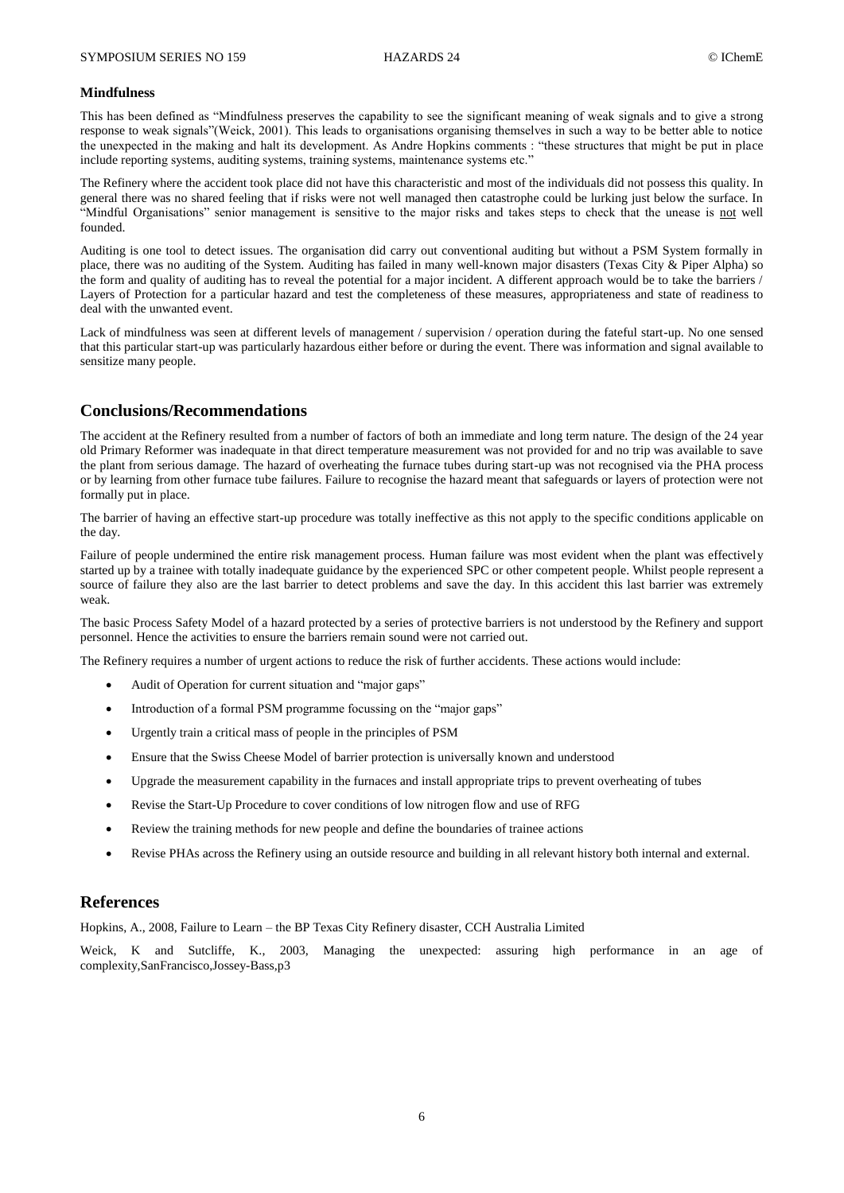### Mindfulness

This has been defined as "Mindfulness preserves the capability to see the significant meaning of weak signals and to give a strong response to weak signals"(Weick, 2001). This leads to organisations organising themselves in such a way to be better able to notice the unexpected in the making and halt its development. As Andre Hopkins comments : "these structures that might be put in place include reporting systems, auditing systems, training systems, maintenance systems etc."

The Refinery where the accident took place did not have this characteristic and most of the individuals did not possess this quality. In general there was no shared feeling that if risks were not well managed then catastrophe could be lurking just below the surface. In "Mindful Organisations" senior management is sensitive to the major risks and takes steps to check that the unease is not well founded.

Auditing is one tool to detect issues. The organisation did carry out conventional auditing but without a PSM System formally in place, there was no auditing of the System. Auditing has failed in many well-known major disasters (Texas City & Piper Alpha) so the form and quality of auditing has to reveal the potential for a major incident. A different approach would be to take the barriers / Layers of Protection for a particular hazard and test the completeness of these measures, appropriateness and state of readiness to deal with the unwanted event.

Lack of mindfulness was seen at different levels of management / supervision / operation during the fateful start-up. No one sensed that this particular start-up was particularly hazardous either before or during the event. There was information and signal available to sensitize many people.

## Conclusions/Recommendations

The accident at the Refinery resulted from a number of factors of both an immediate and long term nature. The design of the 24 year old Primary Reformer was inadequate in that direct temperature measurement was not provided for and no trip was available to save the plant from serious damage. The hazard of overheating the furnace tubes during start-up was not recognised via the PHA process or by learning from other furnace tube failures. Failure to recognise the hazard meant that safeguards or layers of protection were not formally put in place.

The barrier of having an effective start-up procedure was totally ineffective as this not apply to the specific conditions applicable on the day.

Failure of people undermined the entire risk management process. Human failure was most evident when the plant was effectively started up by a trainee with totally inadequate guidance by the experienced SPC or other competent people. Whilst people represent a source of failure they also are the last barrier to detect problems and save the day. In this accident this last barrier was extremely weak.

The basic Process Safety Model of a hazard protected by a series of protective barriers is not understood by the Refinery and support personnel. Hence the activities to ensure the barriers remain sound were not carried out.

The Refinery requires a number of urgent actions to reduce the risk of further accidents. These actions would include:

- Audit of Operation for current situation and "major gaps"
- Introduction of a formal PSM programme focussing on the "major gaps"
- Urgently train a critical mass of people in the principles of PSM
- Ensure that the Swiss Cheese Model of barrier protection is universally known and understood
- Upgrade the measurement capability in the furnaces and install appropriate trips to prevent overheating of tubes
- Revise the Start-Up Procedure to cover conditions of low nitrogen flow and use of RFG
- Review the training methods for new people and define the boundaries of trainee actions
- Revise PHAs across the Refinery using an outside resource and building in all relevant history both internal and external.

## References

Hopkins, A., 2008, Failure to Learn – the BP Texas City Refinery disaster, CCH Australia Limited

Weick, K and Sutcliffe, K., 2003, Managing the unexpected: assuring high performance in an age of complexity,SanFrancisco,Jossey-Bass,p3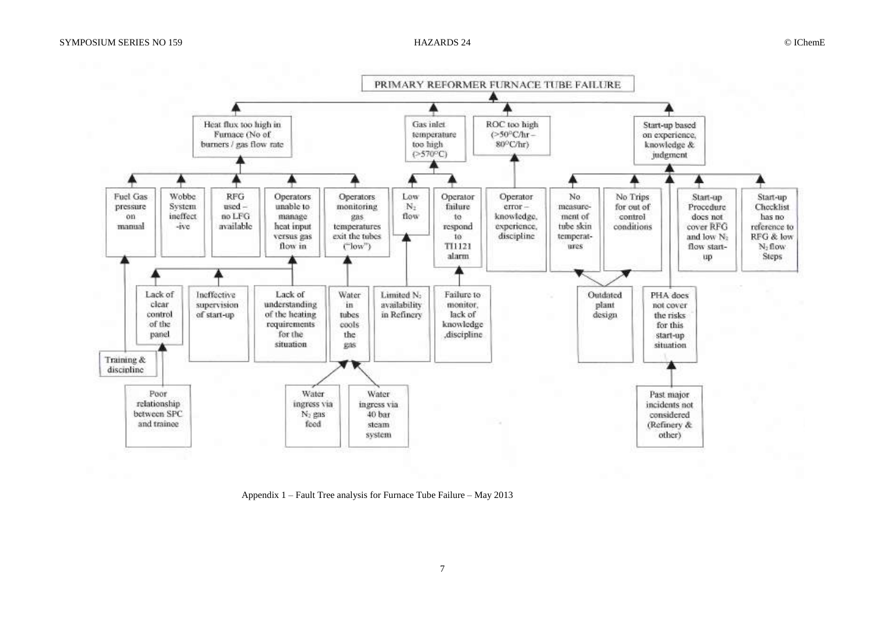**PRIMARY REFORMER FURNACE TUBE FAILURE**

- **Heat flux too high in Furnace (No of burners / gas flow rate)**
  - Fuel Gas pressure on manual
    - Training & discipline
  - Wobbe System ineffective
  - RFG used – no LFG available
  - Operators unable to manage heat input versus gas flow in
    - Lack of clear control of the panel
      - Poor relationship between SPC and trainee
    - Ineffective supervision of start-up
    - Lack of understanding of the heating requirements for the situation
  - Operators monitoring gas temperatures exit the tubes ("low")
    - Water in tubes cools the gas
      - Water ingress via $N_2$ gas feed
      - Water ingress via 40 bar steam system
- **Gas inlet temperature too high (>570°C)**
  - Low $N_2$ flow
    - Limited $N_2$ availability in Refinery
  - Operator failure to respond to TI1121 alarm
    - Failure to monitor, lack of knowledge, discipline
- **ROC too high (>50°C/hr – 80°C/hr)**
  - Operator error – knowledge, experience, discipline
- **Start-up based on experience, knowledge & judgment**
  - No measurement of tube skin temperatures
    - Outdated plant design
  - No Trips for out of control conditions
    - Outdated plant design
  - PHA does not cover the risks for this start-up situation
    - Past major incidents not considered (Refinery & other)
  - Start-up Procedure does not cover RFG and low $N_2$ flow start-up
  - Start-up Checklist has no reference to RFG & low $N_2$ flow Steps

Appendix 1 – Fault Tree analysis for Furnace Tube Failure – May 2013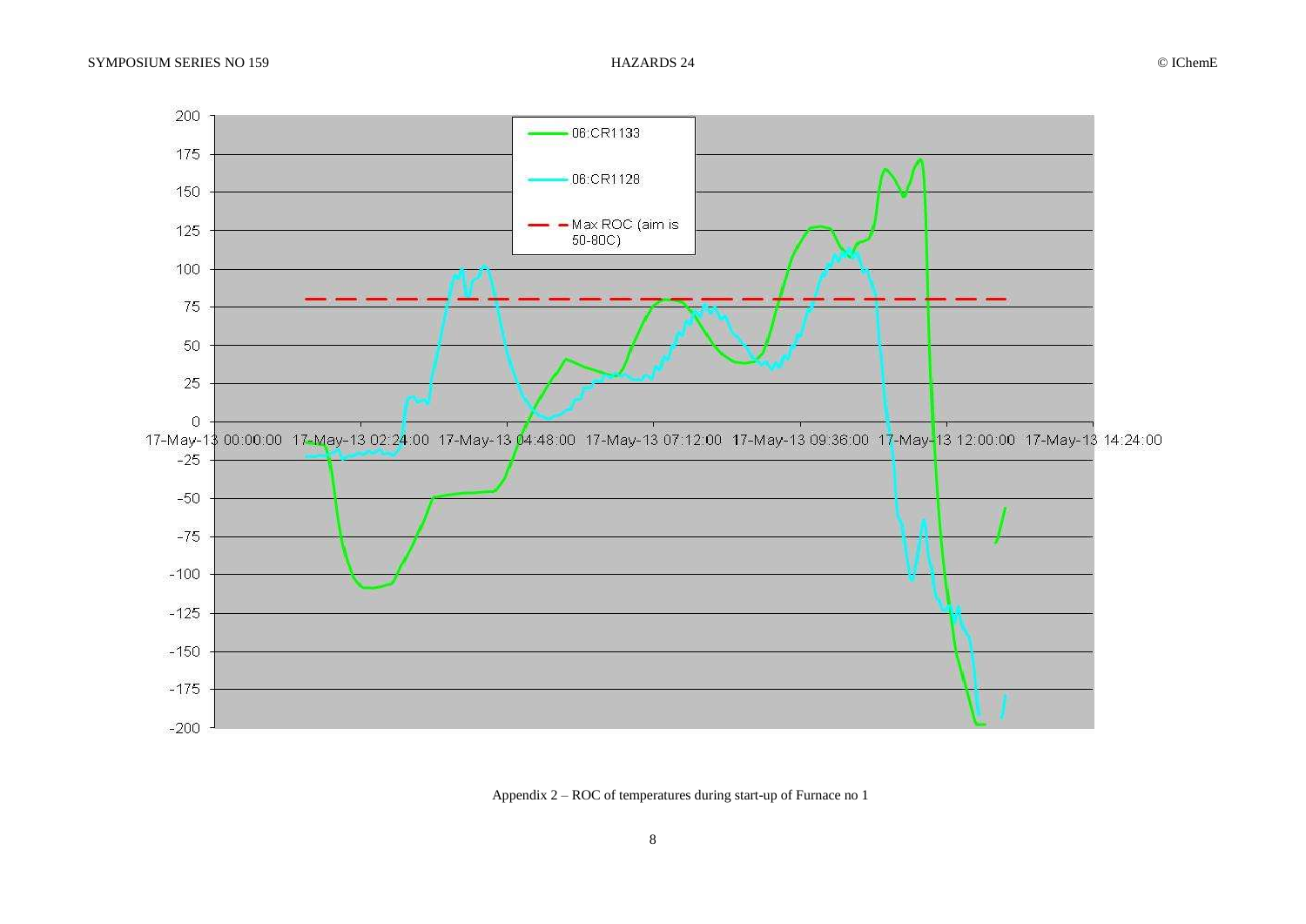Appendix 2 – ROC of temperatures during start-up of Furnace no 1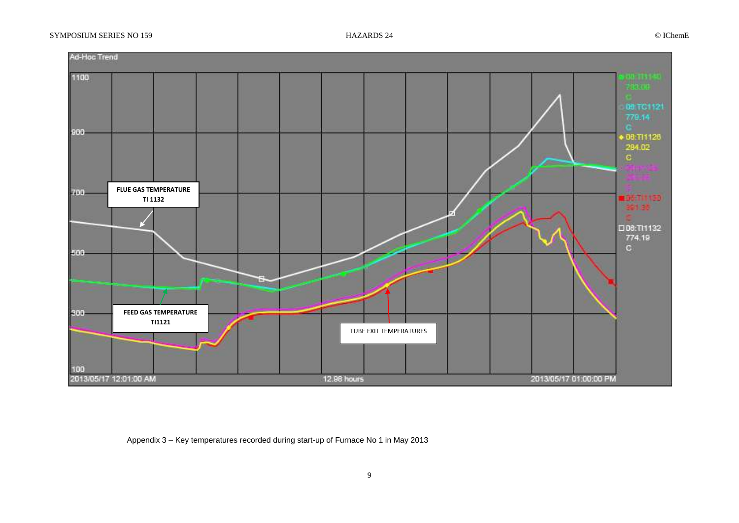Ad-Hoc Trend

1100

900

700

500

300

100

2013/05/17 12:01:00 AM

12.98 hours

2013/05/17 01:00:00 PM

08:TI1140
783.09
C

08:TC1121
779.14
C

08:TI1126
284.02
C

08:TI1128
293.56
C

08:TI1130
391.36
C

08:TI1132
774.19
C

FLUE GAS TEMPERATURE
TI 1132

FEED GAS TEMPERATURE
TI1121

TUBE EXIT TEMPERATURES

Appendix 3 – Key temperatures recorded during start-up of Furnace No 1 in May 2013